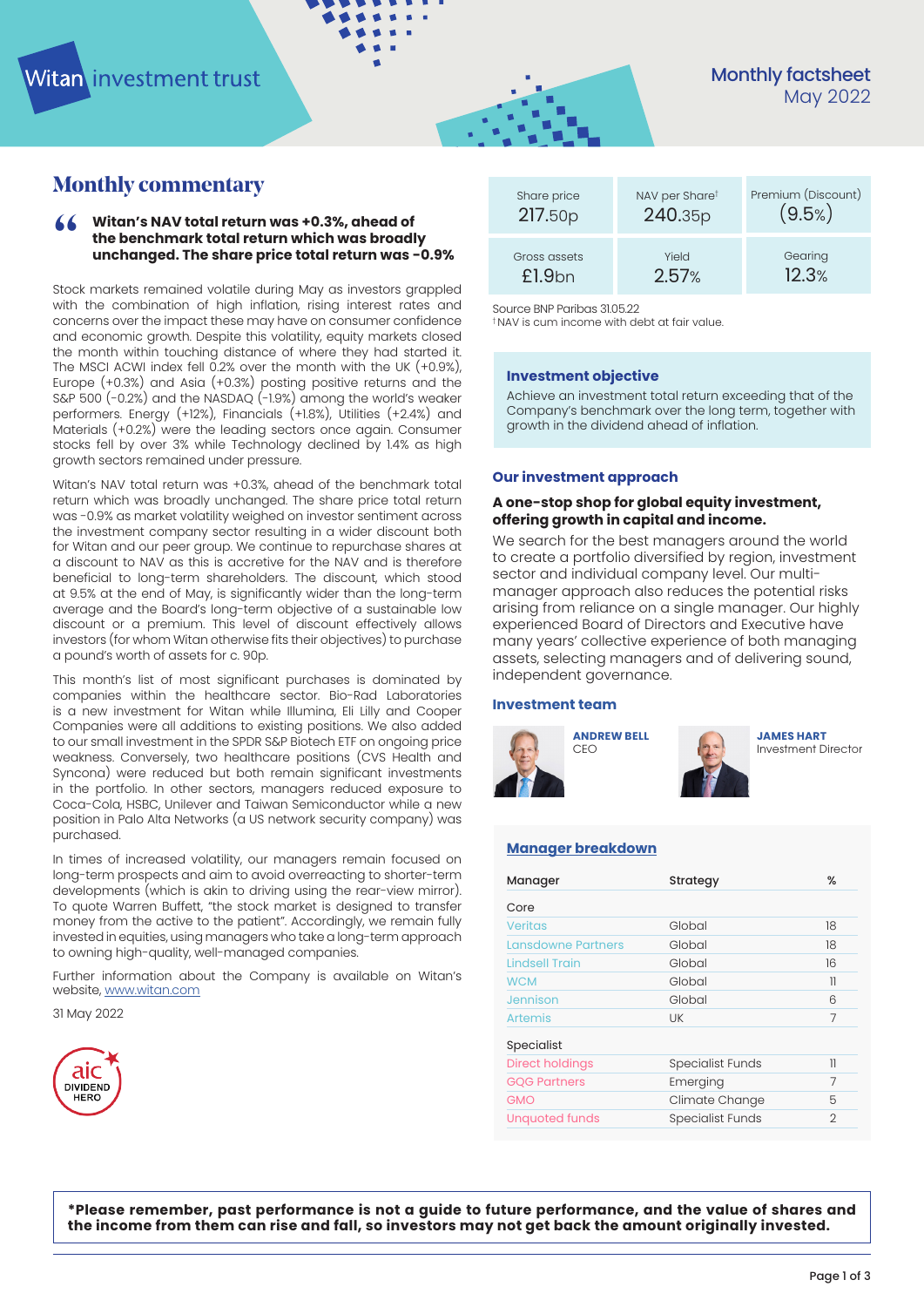Witan investment trust

# Monthly factsheet
May 2022

## Monthly commentary

> **Witan's NAV total return was +0.3%, ahead of the benchmark total return which was broadly unchanged. The share price total return was -0.9%**

Stock markets remained volatile during May as investors grappled with the combination of high inflation, rising interest rates and concerns over the impact these may have on consumer confidence and economic growth. Despite this volatility, equity markets closed the month within touching distance of where they had started it. The MSCI ACWI index fell 0.2% over the month with the UK (+0.9%), Europe (+0.3%) and Asia (+0.3%) posting positive returns and the S&P 500 (-0.2%) and the NASDAQ (-1.9%) among the world's weaker performers. Energy (+12%), Financials (+1.8%), Utilities (+2.4%) and Materials (+0.2%) were the leading sectors once again. Consumer stocks fell by over 3% while Technology declined by 1.4% as high growth sectors remained under pressure.

Witan's NAV total return was +0.3%, ahead of the benchmark total return which was broadly unchanged. The share price total return was -0.9% as market volatility weighed on investor sentiment across the investment company sector resulting in a wider discount both for Witan and our peer group. We continue to repurchase shares at a discount to NAV as this is accretive for the NAV and is therefore beneficial to long-term shareholders. The discount, which stood at 9.5% at the end of May, is significantly wider than the long-term average and the Board's long-term objective of a sustainable low discount or a premium. This level of discount effectively allows investors (for whom Witan otherwise fits their objectives) to purchase a pound's worth of assets for c. 90p.

This month's list of most significant purchases is dominated by companies within the healthcare sector. Bio-Rad Laboratories is a new investment for Witan while Illumina, Eli Lilly and Cooper Companies were all additions to existing positions. We also added to our small investment in the SPDR S&P Biotech ETF on ongoing price weakness. Conversely, two healthcare positions (CVS Health and Syncona) were reduced but both remain significant investments in the portfolio. In other sectors, managers reduced exposure to Coca-Cola, HSBC, Unilever and Taiwan Semiconductor while a new position in Palo Alta Networks (a US network security company) was purchased.

In times of increased volatility, our managers remain focused on long-term prospects and aim to avoid overreacting to shorter-term developments (which is akin to driving using the rear-view mirror). To quote Warren Buffett, "the stock market is designed to transfer money from the active to the patient". Accordingly, we remain fully invested in equities, using managers who take a long-term approach to owning high-quality, well-managed companies.

Further information about the Company is available on Witan's website, www.witan.com

31 May 2022

aic DIVIDEND HERO

| Share price | NAV per Share† | Premium (Discount) |
|---|---|---|
| 217.50p | 240.35p | (9.5%) |
| **Gross assets** | **Yield** | **Gearing** |
| £1.9bn | 2.57% | 12.3% |

Source BNP Paribas 31.05.22
† NAV is cum income with debt at fair value.

### Investment objective

Achieve an investment total return exceeding that of the Company's benchmark over the long term, together with growth in the dividend ahead of inflation.

### Our investment approach

**A one-stop shop for global equity investment, offering growth in capital and income.**

We search for the best managers around the world to create a portfolio diversified by region, investment sector and individual company level. Our multi-manager approach also reduces the potential risks arising from reliance on a single manager. Our highly experienced Board of Directors and Executive have many years' collective experience of both managing assets, selecting managers and of delivering sound, independent governance.

### Investment team

**ANDREW BELL**
CEO

**JAMES HART**
Investment Director

### Manager breakdown

| Manager | Strategy | % |
|---|---|---|
| **Core** | | |
| Veritas | Global | 18 |
| Lansdowne Partners | Global | 18 |
| Lindsell Train | Global | 16 |
| WCM | Global | 11 |
| Jennison | Global | 6 |
| Artemis | UK | 7 |
| **Specialist** | | |
| Direct holdings | Specialist Funds | 11 |
| GQG Partners | Emerging | 7 |
| GMO | Climate Change | 5 |
| Unquoted funds | Specialist Funds | 2 |

**\*Please remember, past performance is not a guide to future performance, and the value of shares and the income from them can rise and fall, so investors may not get back the amount originally invested.**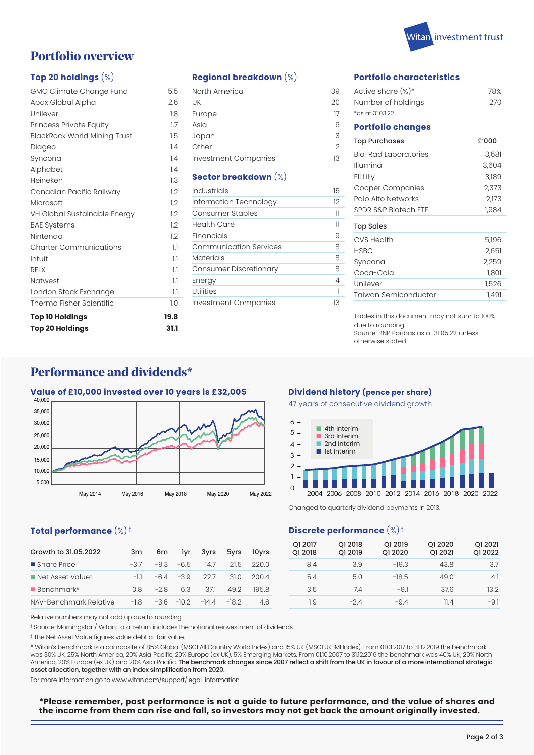## Portfolio overview

### Top 20 holdings (%)

| Holding | % |
|---|---|
| GMO Climate Change Fund | 5.5 |
| Apax Global Alpha | 2.6 |
| Unilever | 1.8 |
| Princess Private Equity | 1.7 |
| BlackRock World Mining Trust | 1.5 |
| Diageo | 1.4 |
| Syncona | 1.4 |
| Alphabet | 1.4 |
| Heineken | 1.3 |
| Canadian Pacific Railway | 1.2 |
| Microsoft | 1.2 |
| VH Global Sustainable Energy | 1.2 |
| BAE Systems | 1.2 |
| Nintendo | 1.2 |
| Charter Communications | 1.1 |
| Intuit | 1.1 |
| RELX | 1.1 |
| Natwest | 1.1 |
| London Stock Exchange | 1.1 |
| Thermo Fisher Scientific | 1.0 |
| **Top 10 Holdings** | **19.8** |
| **Top 20 Holdings** | **31.1** |

### Regional breakdown (%)

| Region | % |
|---|---|
| North America | 39 |
| UK | 20 |
| Europe | 17 |
| Asia | 6 |
| Japan | 3 |
| Other | 2 |
| Investment Companies | 13 |

### Sector breakdown (%)

| Sector | % |
|---|---|
| Industrials | 15 |
| Information Technology | 12 |
| Consumer Staples | 11 |
| Health Care | 11 |
| Financials | 9 |
| Communication Services | 8 |
| Materials | 8 |
| Consumer Discretionary | 8 |
| Energy | 4 |
| Utilities | 1 |
| Investment Companies | 13 |

### Portfolio characteristics

| | |
|---|---|
| Active share (%)* | 78% |
| Number of holdings | 270 |

*as at 31.03.22

### Portfolio changes

| Top Purchases | £'000 |
|---|---|
| Bio-Rad Laboratories | 3,681 |
| Illumina | 3,604 |
| Eli Lilly | 3,189 |
| Cooper Companies | 2,373 |
| Palo Alto Networks | 2,173 |
| SPDR S&P Biotech ETF | 1,984 |

| Top Sales | £'000 |
|---|---|
| CVS Health | 5,196 |
| HSBC | 2,651 |
| Syncona | 2,259 |
| Coca-Cola | 1,801 |
| Unilever | 1,526 |
| Taiwan Semiconductor | 1,491 |

Tables in this document may not sum to 100% due to rounding.
Source: BNP Paribas as at 31.05.22 unless otherwise stated

## Performance and dividends*

### Value of £10,000 invested over 10 years is £32,005†

### Dividend history (pence per share)

47 years of consecutive dividend growth

Changed to quarterly dividend payments in 2013.

### Total performance (%)†

| Growth to 31.05.2022 | 3m | 6m | 1yr | 3yrs | 5yrs | 10yrs |
|---|---|---|---|---|---|---|
| ■ Share Price | -3.7 | -9.3 | -6.5 | 14.7 | 21.5 | 220.0 |
| ■ Net Asset Value‡ | -1.1 | -6.4 | -3.9 | 22.7 | 31.0 | 200.4 |
| ■ Benchmark# | 0.8 | -2.8 | 6.3 | 37.1 | 49.2 | 195.8 |
| NAV-Benchmark Relative | -1.8 | -3.6 | -10.2 | -14.4 | -18.2 | 4.6 |

### Discrete performance (%)†

| Q1 2017 Q1 2018 | Q1 2018 Q1 2019 | Q1 2019 Q1 2020 | Q1 2020 Q1 2021 | Q1 2021 Q1 2022 |
|---|---|---|---|---|
| 8.4 | 3.9 | -19.3 | 43.8 | 3.7 |
| 5.4 | 5.0 | -18.5 | 49.0 | 4.1 |
| 3.5 | 7.4 | -9.1 | 37.6 | 13.2 |
| 1.9 | -2.4 | -9.4 | 11.4 | -9.1 |

Relative numbers may not add up due to rounding.

† Source: Morningstar / Witan, total return includes the notional reinvestment of dividends.

‡ The Net Asset Value figures value debt at fair value.

\# Witan's benchmark is a composite of 85% Global (MSCI All Country World Index) and 15% UK (MSCI UK IMI Index). From 01.01.2017 to 31.12.2019 the benchmark was 30% UK, 25% North America, 20% Asia Pacific, 20% Europe (ex UK), 5% Emerging Markets. From 01.10.2007 to 31.12.2016 the benchmark was 40% UK, 20% North America, 20% Europe (ex UK) and 20% Asia Pacific. **The benchmark changes since 2007 reflect a shift from the UK in favour of a more international strategic asset allocation, together with an index simplification from 2020.**

For more information go to www.witan.com/support/legal-information.

**\*Please remember, past performance is not a guide to future performance, and the value of shares and the income from them can rise and fall, so investors may not get back the amount originally invested.**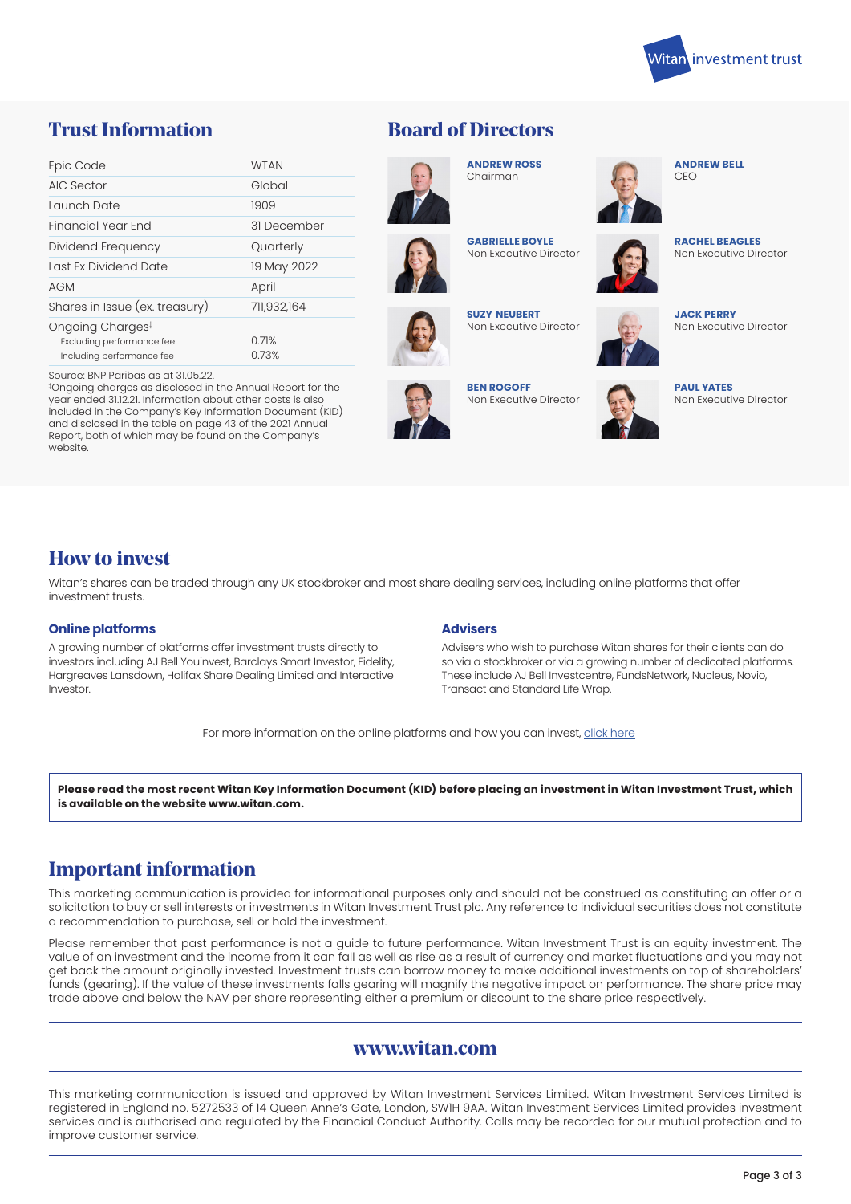## Trust Information

| | |
|---|---|
| Epic Code | WTAN |
| AIC Sector | Global |
| Launch Date | 1909 |
| Financial Year End | 31 December |
| Dividend Frequency | Quarterly |
| Last Ex Dividend Date | 19 May 2022 |
| AGM | April |
| Shares in Issue (ex. treasury) | 711,932,164 |
| Ongoing Charges‡ | |
| Excluding performance fee | 0.71% |
| Including performance fee | 0.73% |

Source: BNP Paribas as at 31.05.22.

‡Ongoing charges as disclosed in the Annual Report for the year ended 31.12.21. Information about other costs is also included in the Company's Key Information Document (KID) and disclosed in the table on page 43 of the 2021 Annual Report, both of which may be found on the Company's website.

## Board of Directors

**ANDREW ROSS**
Chairman

**ANDREW BELL**
CEO

**GABRIELLE BOYLE**
Non Executive Director

**RACHEL BEAGLES**
Non Executive Director

**SUZY NEUBERT**
Non Executive Director

**JACK PERRY**
Non Executive Director

**BEN ROGOFF**
Non Executive Director

**PAUL YATES**
Non Executive Director

## How to invest

Witan's shares can be traded through any UK stockbroker and most share dealing services, including online platforms that offer investment trusts.

### Online platforms

A growing number of platforms offer investment trusts directly to investors including AJ Bell Youinvest, Barclays Smart Investor, Fidelity, Hargreaves Lansdown, Halifax Share Dealing Limited and Interactive Investor.

### Advisers

Advisers who wish to purchase Witan shares for their clients can do so via a stockbroker or via a growing number of dedicated platforms. These include AJ Bell Investcentre, FundsNetwork, Nucleus, Novio, Transact and Standard Life Wrap.

For more information on the online platforms and how you can invest, click here

**Please read the most recent Witan Key Information Document (KID) before placing an investment in Witan Investment Trust, which is available on the website www.witan.com.**

## Important information

This marketing communication is provided for informational purposes only and should not be construed as constituting an offer or a solicitation to buy or sell interests or investments in Witan Investment Trust plc. Any reference to individual securities does not constitute a recommendation to purchase, sell or hold the investment.

Please remember that past performance is not a guide to future performance. Witan Investment Trust is an equity investment. The value of an investment and the income from it can fall as well as rise as a result of currency and market fluctuations and you may not get back the amount originally invested. Investment trusts can borrow money to make additional investments on top of shareholders' funds (gearing). If the value of these investments falls gearing will magnify the negative impact on performance. The share price may trade above and below the NAV per share representing either a premium or discount to the share price respectively.

## www.witan.com

This marketing communication is issued and approved by Witan Investment Services Limited. Witan Investment Services Limited is registered in England no. 5272533 of 14 Queen Anne's Gate, London, SW1H 9AA. Witan Investment Services Limited provides investment services and is authorised and regulated by the Financial Conduct Authority. Calls may be recorded for our mutual protection and to improve customer service.